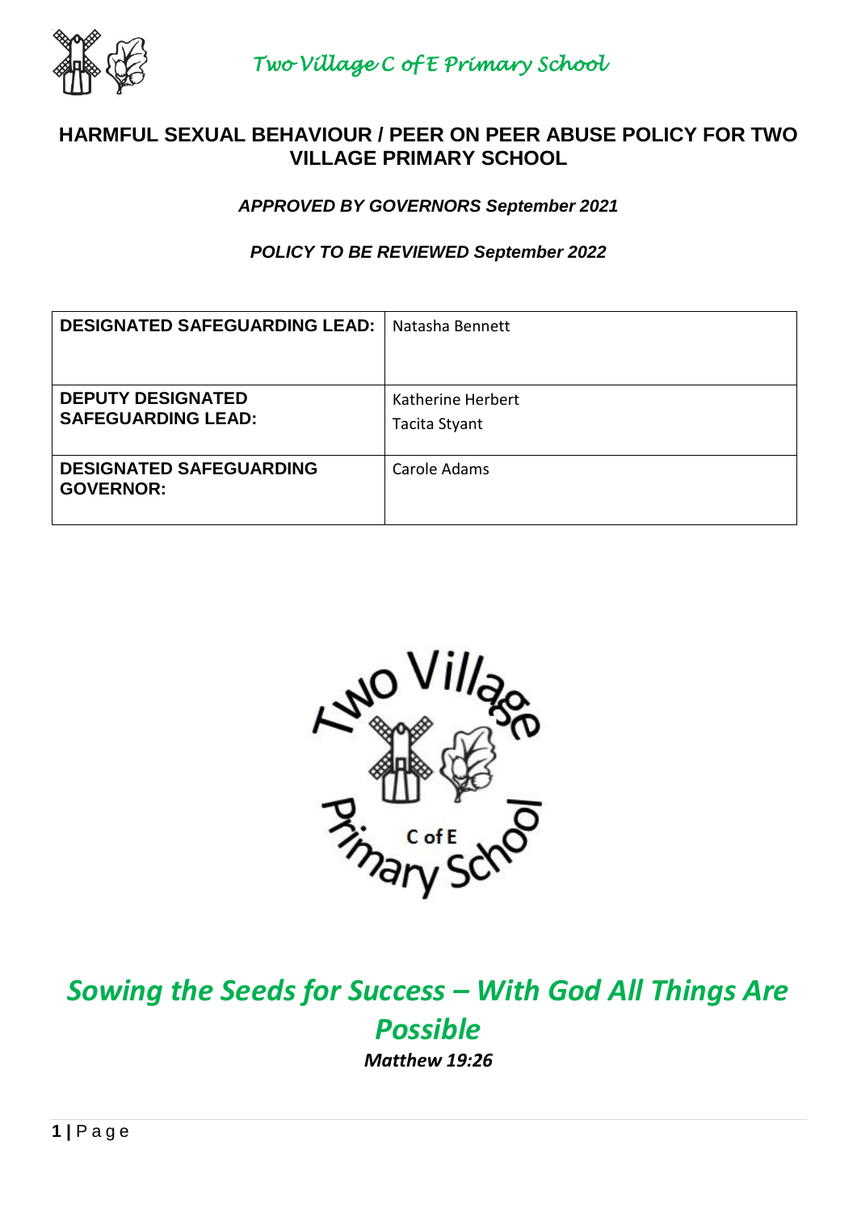Two Village C of E Primary School

# HARMFUL SEXUAL BEHAVIOUR / PEER ON PEER ABUSE POLICY FOR TWO VILLAGE PRIMARY SCHOOL

***APPROVED BY GOVERNORS September 2021***

***POLICY TO BE REVIEWED September 2022***

| | |
|---|---|
| **DESIGNATED SAFEGUARDING LEAD:** | Natasha Bennett |
| **DEPUTY DESIGNATED SAFEGUARDING LEAD:** | Katherine Herbert<br>Tacita Styant |
| **DESIGNATED SAFEGUARDING GOVERNOR:** | Carole Adams |

***Sowing the Seeds for Success – With God All Things Are Possible***

***Matthew 19:26***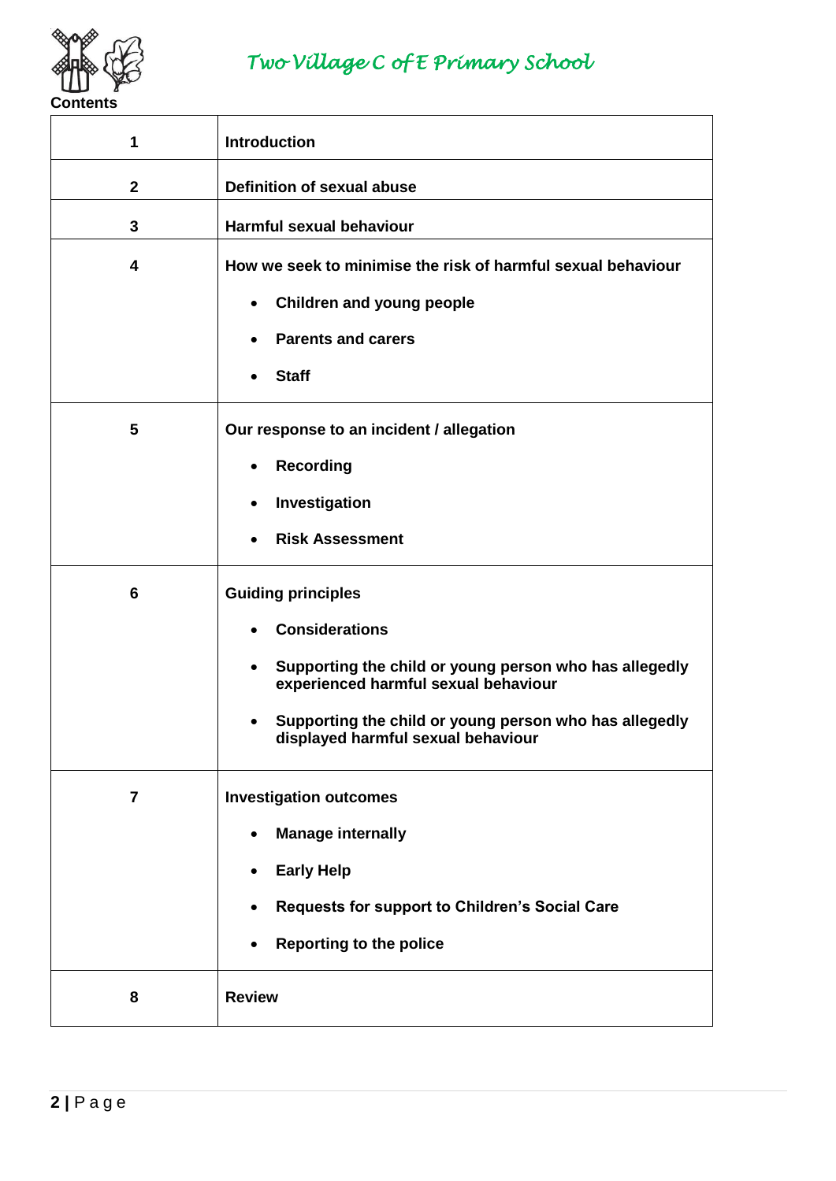**Contents**

| | |
|---|---|
| 1 | **Introduction** |
| 2 | **Definition of sexual abuse** |
| 3 | **Harmful sexual behaviour** |
| 4 | **How we seek to minimise the risk of harmful sexual behaviour**<br>• **Children and young people**<br>• **Parents and carers**<br>• **Staff** |
| 5 | **Our response to an incident / allegation**<br>• **Recording**<br>• **Investigation**<br>• **Risk Assessment** |
| 6 | **Guiding principles**<br>• **Considerations**<br>• **Supporting the child or young person who has allegedly experienced harmful sexual behaviour**<br>• **Supporting the child or young person who has allegedly displayed harmful sexual behaviour** |
| 7 | **Investigation outcomes**<br>• **Manage internally**<br>• **Early Help**<br>• **Requests for support to Children's Social Care**<br>• **Reporting to the police** |
| 8 | **Review** |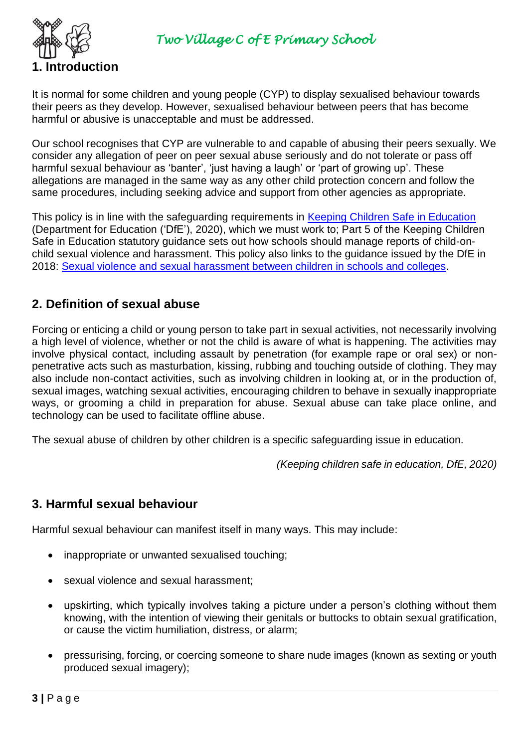## 1. Introduction

It is normal for some children and young people (CYP) to display sexualised behaviour towards their peers as they develop. However, sexualised behaviour between peers that has become harmful or abusive is unacceptable and must be addressed.

Our school recognises that CYP are vulnerable to and capable of abusing their peers sexually. We consider any allegation of peer on peer sexual abuse seriously and do not tolerate or pass off harmful sexual behaviour as 'banter', 'just having a laugh' or 'part of growing up'. These allegations are managed in the same way as any other child protection concern and follow the same procedures, including seeking advice and support from other agencies as appropriate.

This policy is in line with the safeguarding requirements in Keeping Children Safe in Education (Department for Education ('DfE'), 2020), which we must work to; Part 5 of the Keeping Children Safe in Education statutory guidance sets out how schools should manage reports of child-on-child sexual violence and harassment. This policy also links to the guidance issued by the DfE in 2018: Sexual violence and sexual harassment between children in schools and colleges.

## 2. Definition of sexual abuse

Forcing or enticing a child or young person to take part in sexual activities, not necessarily involving a high level of violence, whether or not the child is aware of what is happening. The activities may involve physical contact, including assault by penetration (for example rape or oral sex) or non-penetrative acts such as masturbation, kissing, rubbing and touching outside of clothing. They may also include non-contact activities, such as involving children in looking at, or in the production of, sexual images, watching sexual activities, encouraging children to behave in sexually inappropriate ways, or grooming a child in preparation for abuse. Sexual abuse can take place online, and technology can be used to facilitate offline abuse.

The sexual abuse of children by other children is a specific safeguarding issue in education.

*(Keeping children safe in education, DfE, 2020)*

## 3. Harmful sexual behaviour

Harmful sexual behaviour can manifest itself in many ways. This may include:

- inappropriate or unwanted sexualised touching;
- sexual violence and sexual harassment;
- upskirting, which typically involves taking a picture under a person's clothing without them knowing, with the intention of viewing their genitals or buttocks to obtain sexual gratification, or cause the victim humiliation, distress, or alarm;
- pressurising, forcing, or coercing someone to share nude images (known as sexting or youth produced sexual imagery);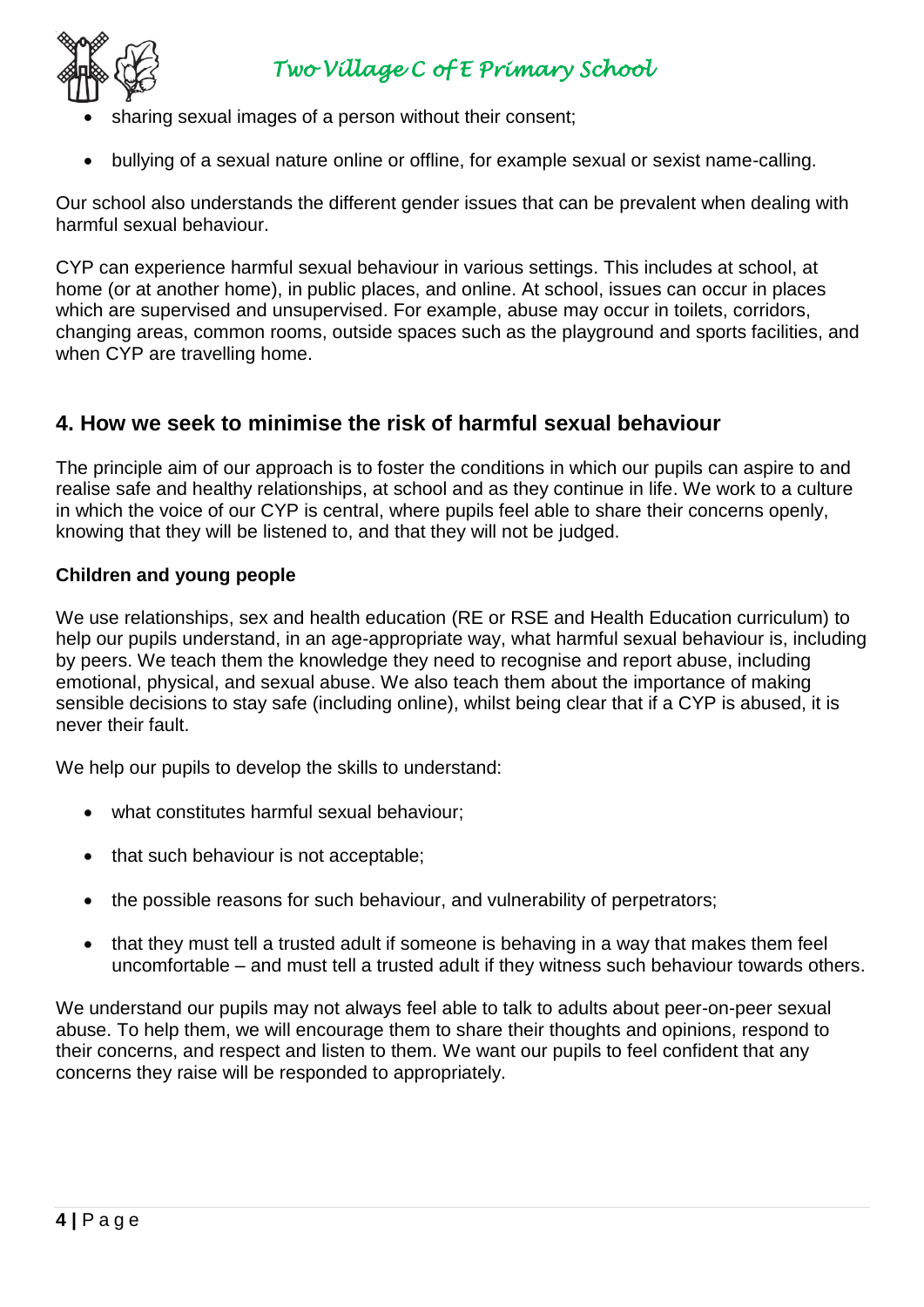- sharing sexual images of a person without their consent;
- bullying of a sexual nature online or offline, for example sexual or sexist name-calling.

Our school also understands the different gender issues that can be prevalent when dealing with harmful sexual behaviour.

CYP can experience harmful sexual behaviour in various settings. This includes at school, at home (or at another home), in public places, and online. At school, issues can occur in places which are supervised and unsupervised. For example, abuse may occur in toilets, corridors, changing areas, common rooms, outside spaces such as the playground and sports facilities, and when CYP are travelling home.

## 4. How we seek to minimise the risk of harmful sexual behaviour

The principle aim of our approach is to foster the conditions in which our pupils can aspire to and realise safe and healthy relationships, at school and as they continue in life. We work to a culture in which the voice of our CYP is central, where pupils feel able to share their concerns openly, knowing that they will be listened to, and that they will not be judged.

**Children and young people**

We use relationships, sex and health education (RE or RSE and Health Education curriculum) to help our pupils understand, in an age-appropriate way, what harmful sexual behaviour is, including by peers. We teach them the knowledge they need to recognise and report abuse, including emotional, physical, and sexual abuse. We also teach them about the importance of making sensible decisions to stay safe (including online), whilst being clear that if a CYP is abused, it is never their fault.

We help our pupils to develop the skills to understand:

- what constitutes harmful sexual behaviour;
- that such behaviour is not acceptable;
- the possible reasons for such behaviour, and vulnerability of perpetrators;
- that they must tell a trusted adult if someone is behaving in a way that makes them feel uncomfortable – and must tell a trusted adult if they witness such behaviour towards others.

We understand our pupils may not always feel able to talk to adults about peer-on-peer sexual abuse. To help them, we will encourage them to share their thoughts and opinions, respond to their concerns, and respect and listen to them. We want our pupils to feel confident that any concerns they raise will be responded to appropriately.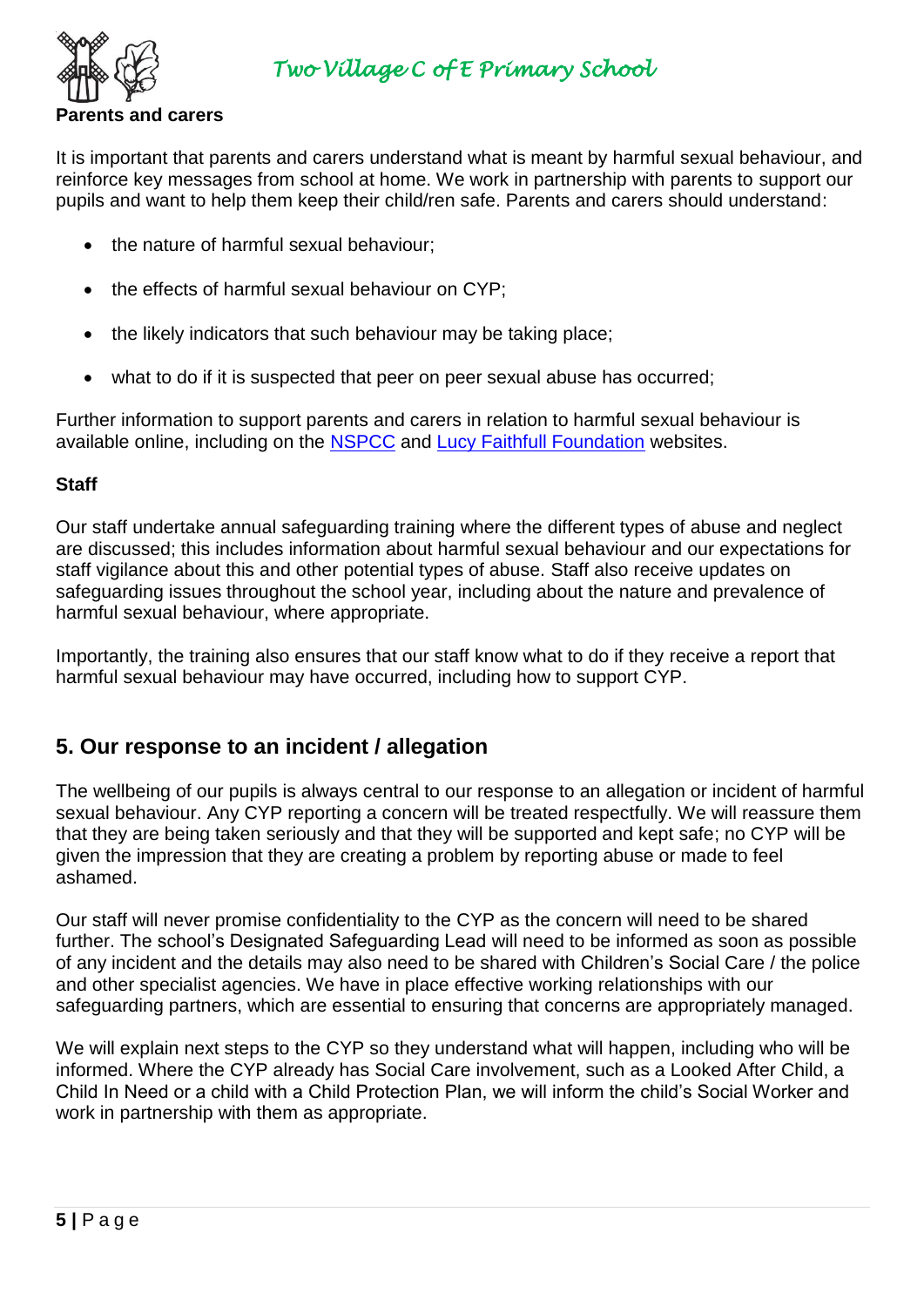**Parents and carers**

It is important that parents and carers understand what is meant by harmful sexual behaviour, and reinforce key messages from school at home. We work in partnership with parents to support our pupils and want to help them keep their child/ren safe. Parents and carers should understand:

- the nature of harmful sexual behaviour;
- the effects of harmful sexual behaviour on CYP;
- the likely indicators that such behaviour may be taking place;
- what to do if it is suspected that peer on peer sexual abuse has occurred;

Further information to support parents and carers in relation to harmful sexual behaviour is available online, including on the NSPCC and Lucy Faithfull Foundation websites.

**Staff**

Our staff undertake annual safeguarding training where the different types of abuse and neglect are discussed; this includes information about harmful sexual behaviour and our expectations for staff vigilance about this and other potential types of abuse. Staff also receive updates on safeguarding issues throughout the school year, including about the nature and prevalence of harmful sexual behaviour, where appropriate.

Importantly, the training also ensures that our staff know what to do if they receive a report that harmful sexual behaviour may have occurred, including how to support CYP.

## 5. Our response to an incident / allegation

The wellbeing of our pupils is always central to our response to an allegation or incident of harmful sexual behaviour. Any CYP reporting a concern will be treated respectfully. We will reassure them that they are being taken seriously and that they will be supported and kept safe; no CYP will be given the impression that they are creating a problem by reporting abuse or made to feel ashamed.

Our staff will never promise confidentiality to the CYP as the concern will need to be shared further. The school's Designated Safeguarding Lead will need to be informed as soon as possible of any incident and the details may also need to be shared with Children's Social Care / the police and other specialist agencies. We have in place effective working relationships with our safeguarding partners, which are essential to ensuring that concerns are appropriately managed.

We will explain next steps to the CYP so they understand what will happen, including who will be informed. Where the CYP already has Social Care involvement, such as a Looked After Child, a Child In Need or a child with a Child Protection Plan, we will inform the child's Social Worker and work in partnership with them as appropriate.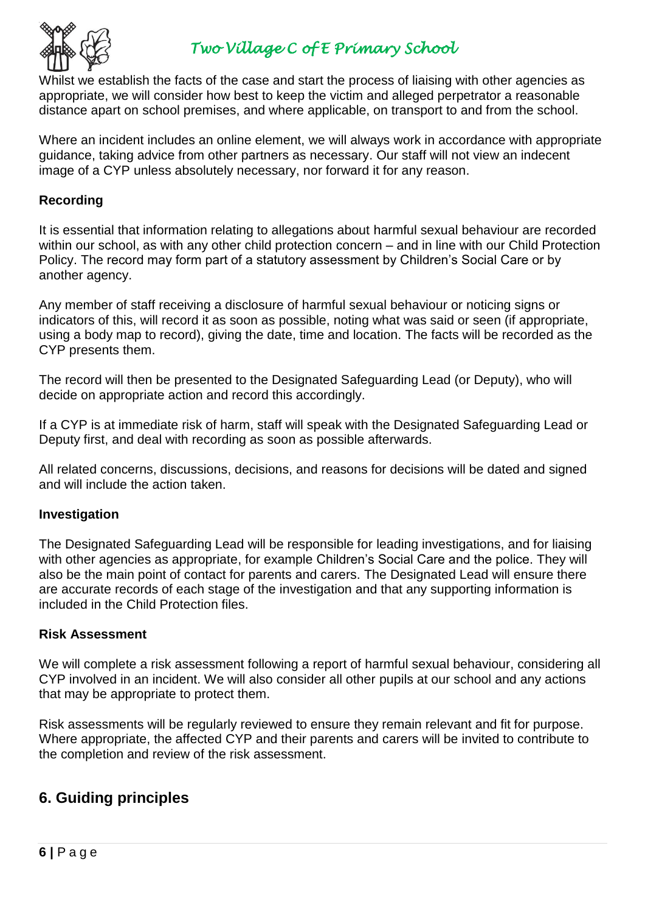Whilst we establish the facts of the case and start the process of liaising with other agencies as appropriate, we will consider how best to keep the victim and alleged perpetrator a reasonable distance apart on school premises, and where applicable, on transport to and from the school.

Where an incident includes an online element, we will always work in accordance with appropriate guidance, taking advice from other partners as necessary. Our staff will not view an indecent image of a CYP unless absolutely necessary, nor forward it for any reason.

**Recording**

It is essential that information relating to allegations about harmful sexual behaviour are recorded within our school, as with any other child protection concern – and in line with our Child Protection Policy. The record may form part of a statutory assessment by Children's Social Care or by another agency.

Any member of staff receiving a disclosure of harmful sexual behaviour or noticing signs or indicators of this, will record it as soon as possible, noting what was said or seen (if appropriate, using a body map to record), giving the date, time and location. The facts will be recorded as the CYP presents them.

The record will then be presented to the Designated Safeguarding Lead (or Deputy), who will decide on appropriate action and record this accordingly.

If a CYP is at immediate risk of harm, staff will speak with the Designated Safeguarding Lead or Deputy first, and deal with recording as soon as possible afterwards.

All related concerns, discussions, decisions, and reasons for decisions will be dated and signed and will include the action taken.

**Investigation**

The Designated Safeguarding Lead will be responsible for leading investigations, and for liaising with other agencies as appropriate, for example Children's Social Care and the police. They will also be the main point of contact for parents and carers. The Designated Lead will ensure there are accurate records of each stage of the investigation and that any supporting information is included in the Child Protection files.

**Risk Assessment**

We will complete a risk assessment following a report of harmful sexual behaviour, considering all CYP involved in an incident. We will also consider all other pupils at our school and any actions that may be appropriate to protect them.

Risk assessments will be regularly reviewed to ensure they remain relevant and fit for purpose. Where appropriate, the affected CYP and their parents and carers will be invited to contribute to the completion and review of the risk assessment.

## 6. Guiding principles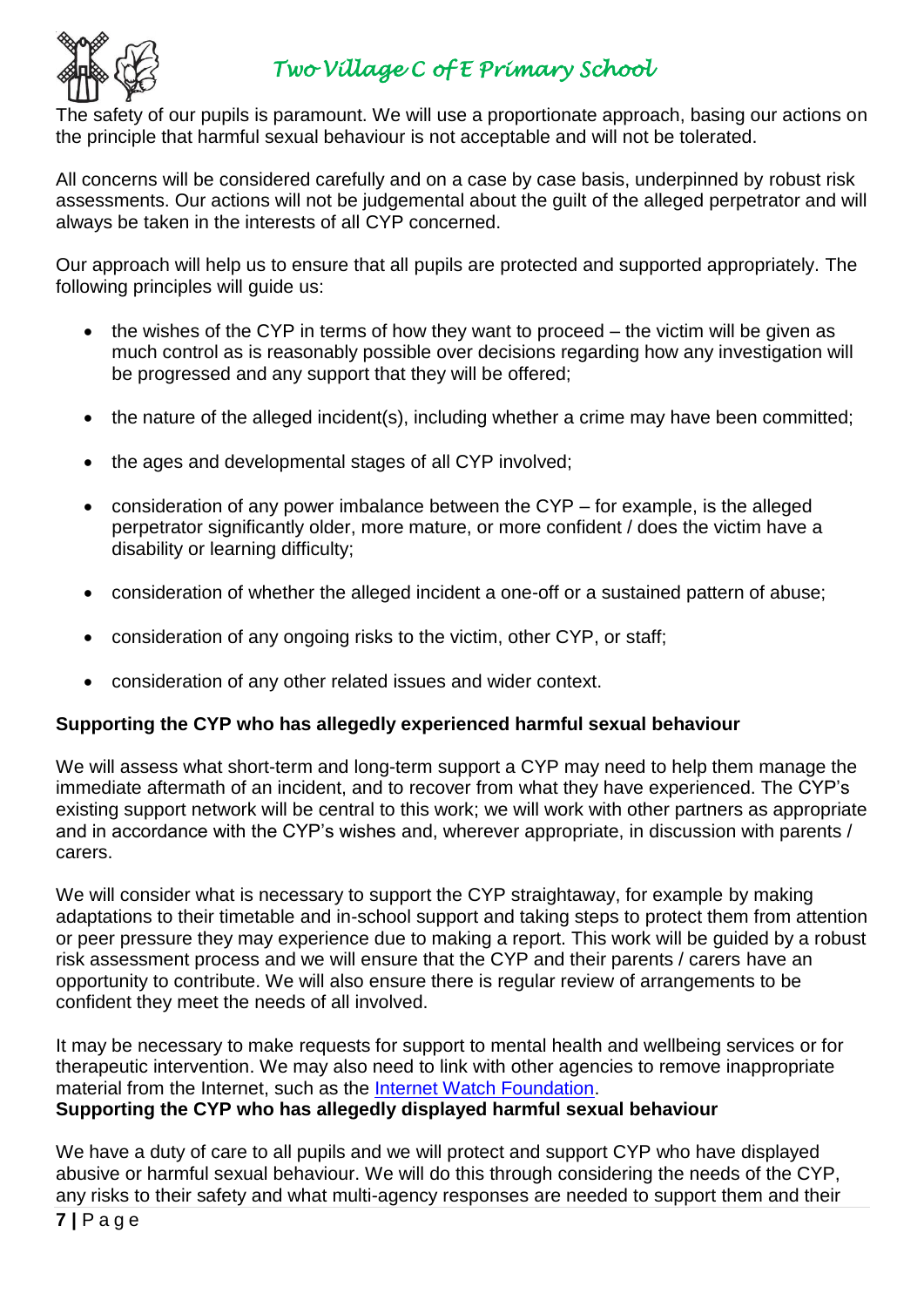The safety of our pupils is paramount. We will use a proportionate approach, basing our actions on the principle that harmful sexual behaviour is not acceptable and will not be tolerated.

All concerns will be considered carefully and on a case by case basis, underpinned by robust risk assessments. Our actions will not be judgemental about the guilt of the alleged perpetrator and will always be taken in the interests of all CYP concerned.

Our approach will help us to ensure that all pupils are protected and supported appropriately. The following principles will guide us:

- the wishes of the CYP in terms of how they want to proceed – the victim will be given as much control as is reasonably possible over decisions regarding how any investigation will be progressed and any support that they will be offered;
- the nature of the alleged incident(s), including whether a crime may have been committed;
- the ages and developmental stages of all CYP involved;
- consideration of any power imbalance between the CYP – for example, is the alleged perpetrator significantly older, more mature, or more confident / does the victim have a disability or learning difficulty;
- consideration of whether the alleged incident a one-off or a sustained pattern of abuse;
- consideration of any ongoing risks to the victim, other CYP, or staff;
- consideration of any other related issues and wider context.

**Supporting the CYP who has allegedly experienced harmful sexual behaviour**

We will assess what short-term and long-term support a CYP may need to help them manage the immediate aftermath of an incident, and to recover from what they have experienced. The CYP's existing support network will be central to this work; we will work with other partners as appropriate and in accordance with the CYP's wishes and, wherever appropriate, in discussion with parents / carers.

We will consider what is necessary to support the CYP straightaway, for example by making adaptations to their timetable and in-school support and taking steps to protect them from attention or peer pressure they may experience due to making a report. This work will be guided by a robust risk assessment process and we will ensure that the CYP and their parents / carers have an opportunity to contribute. We will also ensure there is regular review of arrangements to be confident they meet the needs of all involved.

It may be necessary to make requests for support to mental health and wellbeing services or for therapeutic intervention. We may also need to link with other agencies to remove inappropriate material from the Internet, such as the Internet Watch Foundation.

**Supporting the CYP who has allegedly displayed harmful sexual behaviour**

We have a duty of care to all pupils and we will protect and support CYP who have displayed abusive or harmful sexual behaviour. We will do this through considering the needs of the CYP, any risks to their safety and what multi-agency responses are needed to support them and their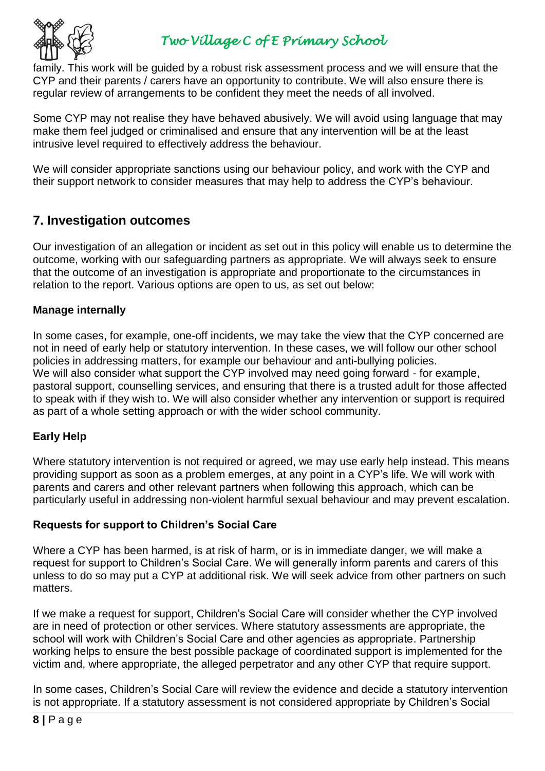family. This work will be guided by a robust risk assessment process and we will ensure that the CYP and their parents / carers have an opportunity to contribute. We will also ensure there is regular review of arrangements to be confident they meet the needs of all involved.

Some CYP may not realise they have behaved abusively. We will avoid using language that may make them feel judged or criminalised and ensure that any intervention will be at the least intrusive level required to effectively address the behaviour.

We will consider appropriate sanctions using our behaviour policy, and work with the CYP and their support network to consider measures that may help to address the CYP's behaviour.

## 7. Investigation outcomes

Our investigation of an allegation or incident as set out in this policy will enable us to determine the outcome, working with our safeguarding partners as appropriate. We will always seek to ensure that the outcome of an investigation is appropriate and proportionate to the circumstances in relation to the report. Various options are open to us, as set out below:

**Manage internally**

In some cases, for example, one-off incidents, we may take the view that the CYP concerned are not in need of early help or statutory intervention. In these cases, we will follow our other school policies in addressing matters, for example our behaviour and anti-bullying policies.
We will also consider what support the CYP involved may need going forward - for example, pastoral support, counselling services, and ensuring that there is a trusted adult for those affected to speak with if they wish to. We will also consider whether any intervention or support is required as part of a whole setting approach or with the wider school community.

**Early Help**

Where statutory intervention is not required or agreed, we may use early help instead. This means providing support as soon as a problem emerges, at any point in a CYP's life. We will work with parents and carers and other relevant partners when following this approach, which can be particularly useful in addressing non-violent harmful sexual behaviour and may prevent escalation.

**Requests for support to Children's Social Care**

Where a CYP has been harmed, is at risk of harm, or is in immediate danger, we will make a request for support to Children's Social Care. We will generally inform parents and carers of this unless to do so may put a CYP at additional risk. We will seek advice from other partners on such matters.

If we make a request for support, Children's Social Care will consider whether the CYP involved are in need of protection or other services. Where statutory assessments are appropriate, the school will work with Children's Social Care and other agencies as appropriate. Partnership working helps to ensure the best possible package of coordinated support is implemented for the victim and, where appropriate, the alleged perpetrator and any other CYP that require support.

In some cases, Children's Social Care will review the evidence and decide a statutory intervention is not appropriate. If a statutory assessment is not considered appropriate by Children's Social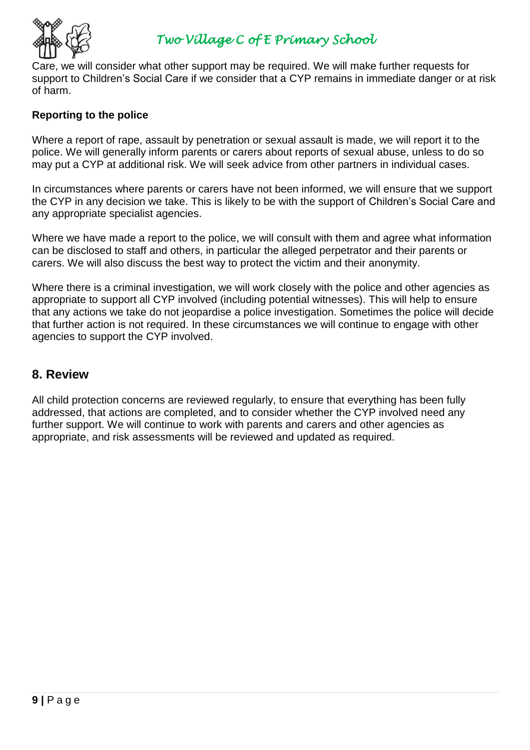Care, we will consider what other support may be required. We will make further requests for support to Children's Social Care if we consider that a CYP remains in immediate danger or at risk of harm.

**Reporting to the police**

Where a report of rape, assault by penetration or sexual assault is made, we will report it to the police. We will generally inform parents or carers about reports of sexual abuse, unless to do so may put a CYP at additional risk. We will seek advice from other partners in individual cases.

In circumstances where parents or carers have not been informed, we will ensure that we support the CYP in any decision we take. This is likely to be with the support of Children's Social Care and any appropriate specialist agencies.

Where we have made a report to the police, we will consult with them and agree what information can be disclosed to staff and others, in particular the alleged perpetrator and their parents or carers. We will also discuss the best way to protect the victim and their anonymity.

Where there is a criminal investigation, we will work closely with the police and other agencies as appropriate to support all CYP involved (including potential witnesses). This will help to ensure that any actions we take do not jeopardise a police investigation. Sometimes the police will decide that further action is not required. In these circumstances we will continue to engage with other agencies to support the CYP involved.

## 8. Review

All child protection concerns are reviewed regularly, to ensure that everything has been fully addressed, that actions are completed, and to consider whether the CYP involved need any further support. We will continue to work with parents and carers and other agencies as appropriate, and risk assessments will be reviewed and updated as required.